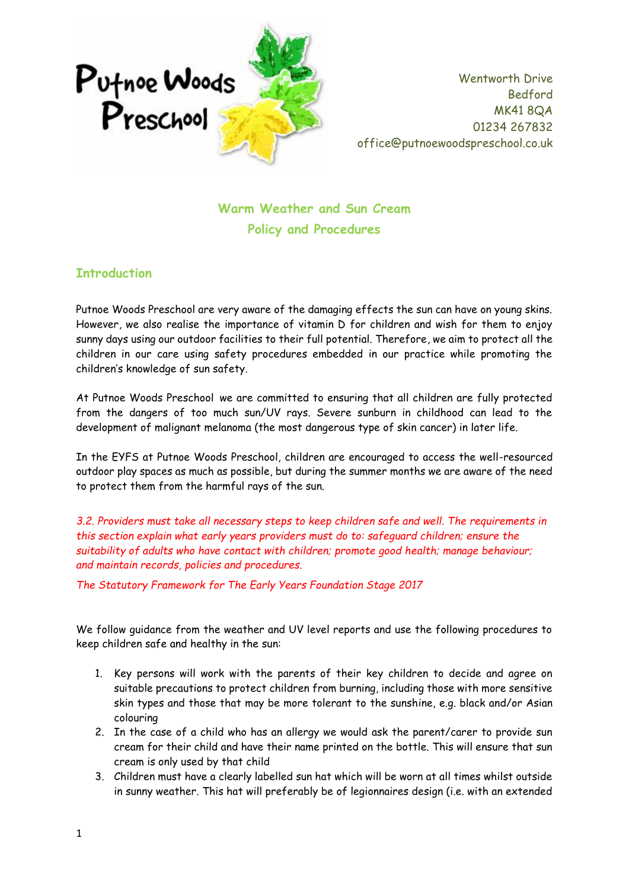Putnoe Woods Preschool

Wentworth Drive
Bedford
MK41 8QA
01234 267832
office@putnoewoodspreschool.co.uk

# Warm Weather and Sun Cream Policy and Procedures

## Introduction

Putnoe Woods Preschool are very aware of the damaging effects the sun can have on young skins. However, we also realise the importance of vitamin D for children and wish for them to enjoy sunny days using our outdoor facilities to their full potential. Therefore, we aim to protect all the children in our care using safety procedures embedded in our practice while promoting the children's knowledge of sun safety.

At Putnoe Woods Preschool we are committed to ensuring that all children are fully protected from the dangers of too much sun/UV rays. Severe sunburn in childhood can lead to the development of malignant melanoma (the most dangerous type of skin cancer) in later life.

In the EYFS at Putnoe Woods Preschool, children are encouraged to access the well-resourced outdoor play spaces as much as possible, but during the summer months we are aware of the need to protect them from the harmful rays of the sun.

*3.2. Providers must take all necessary steps to keep children safe and well. The requirements in this section explain what early years providers must do to: safeguard children; ensure the suitability of adults who have contact with children; promote good health; manage behaviour; and maintain records, policies and procedures.*

*The Statutory Framework for The Early Years Foundation Stage 2017*

We follow guidance from the weather and UV level reports and use the following procedures to keep children safe and healthy in the sun:

1. Key persons will work with the parents of their key children to decide and agree on suitable precautions to protect children from burning, including those with more sensitive skin types and those that may be more tolerant to the sunshine, e.g. black and/or Asian colouring
2. In the case of a child who has an allergy we would ask the parent/carer to provide sun cream for their child and have their name printed on the bottle. This will ensure that sun cream is only used by that child
3. Children must have a clearly labelled sun hat which will be worn at all times whilst outside in sunny weather. This hat will preferably be of legionnaires design (i.e. with an extended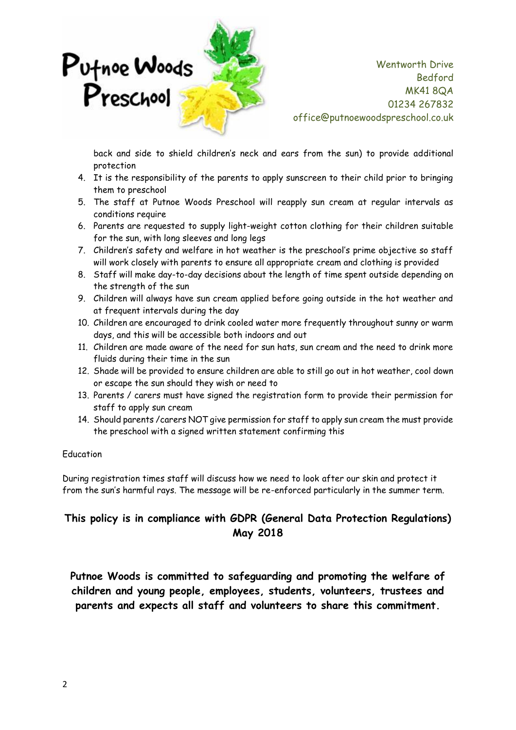back and side to shield children's neck and ears from the sun) to provide additional protection

4. It is the responsibility of the parents to apply sunscreen to their child prior to bringing them to preschool
5. The staff at Putnoe Woods Preschool will reapply sun cream at regular intervals as conditions require
6. Parents are requested to supply light-weight cotton clothing for their children suitable for the sun, with long sleeves and long legs
7. Children's safety and welfare in hot weather is the preschool's prime objective so staff will work closely with parents to ensure all appropriate cream and clothing is provided
8. Staff will make day-to-day decisions about the length of time spent outside depending on the strength of the sun
9. Children will always have sun cream applied before going outside in the hot weather and at frequent intervals during the day
10. Children are encouraged to drink cooled water more frequently throughout sunny or warm days, and this will be accessible both indoors and out
11. Children are made aware of the need for sun hats, sun cream and the need to drink more fluids during their time in the sun
12. Shade will be provided to ensure children are able to still go out in hot weather, cool down or escape the sun should they wish or need to
13. Parents / carers must have signed the registration form to provide their permission for staff to apply sun cream
14. Should parents /carers NOT give permission for staff to apply sun cream the must provide the preschool with a signed written statement confirming this

Education

During registration times staff will discuss how we need to look after our skin and protect it from the sun's harmful rays. The message will be re-enforced particularly in the summer term.

**This policy is in compliance with GDPR (General Data Protection Regulations) May 2018**

**Putnoe Woods is committed to safeguarding and promoting the welfare of children and young people, employees, students, volunteers, trustees and parents and expects all staff and volunteers to share this commitment.**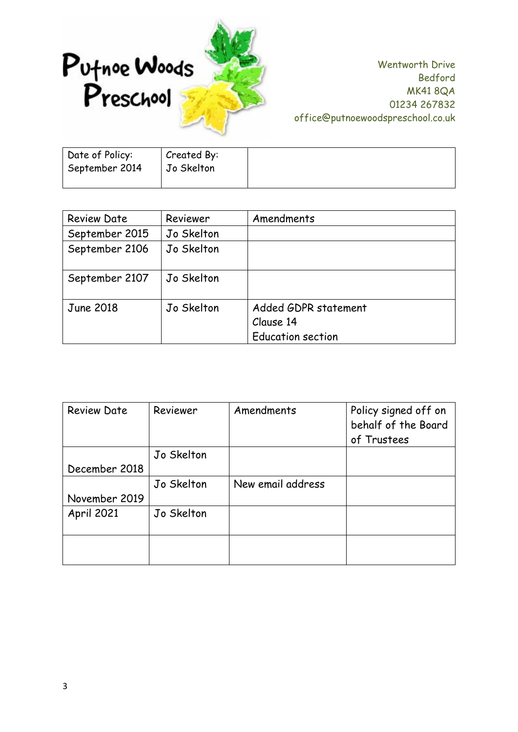# Putnoe Woods Preschool

Wentworth Drive
Bedford
MK41 8QA
01234 267832
office@putnoewoodspreschool.co.uk

| Date of Policy: September 2014 | Created By: Jo Skelton | |
|---|---|---|

| Review Date | Reviewer | Amendments |
|---|---|---|
| September 2015 | Jo Skelton | |
| September 2106 | Jo Skelton | |
| September 2107 | Jo Skelton | |
| June 2018 | Jo Skelton | Added GDPR statement Clause 14 Education section |

| Review Date | Reviewer | Amendments | Policy signed off on behalf of the Board of Trustees |
|---|---|---|---|
| December 2018 | Jo Skelton | | |
| November 2019 | Jo Skelton | New email address | |
| April 2021 | Jo Skelton | | |
| | | | |